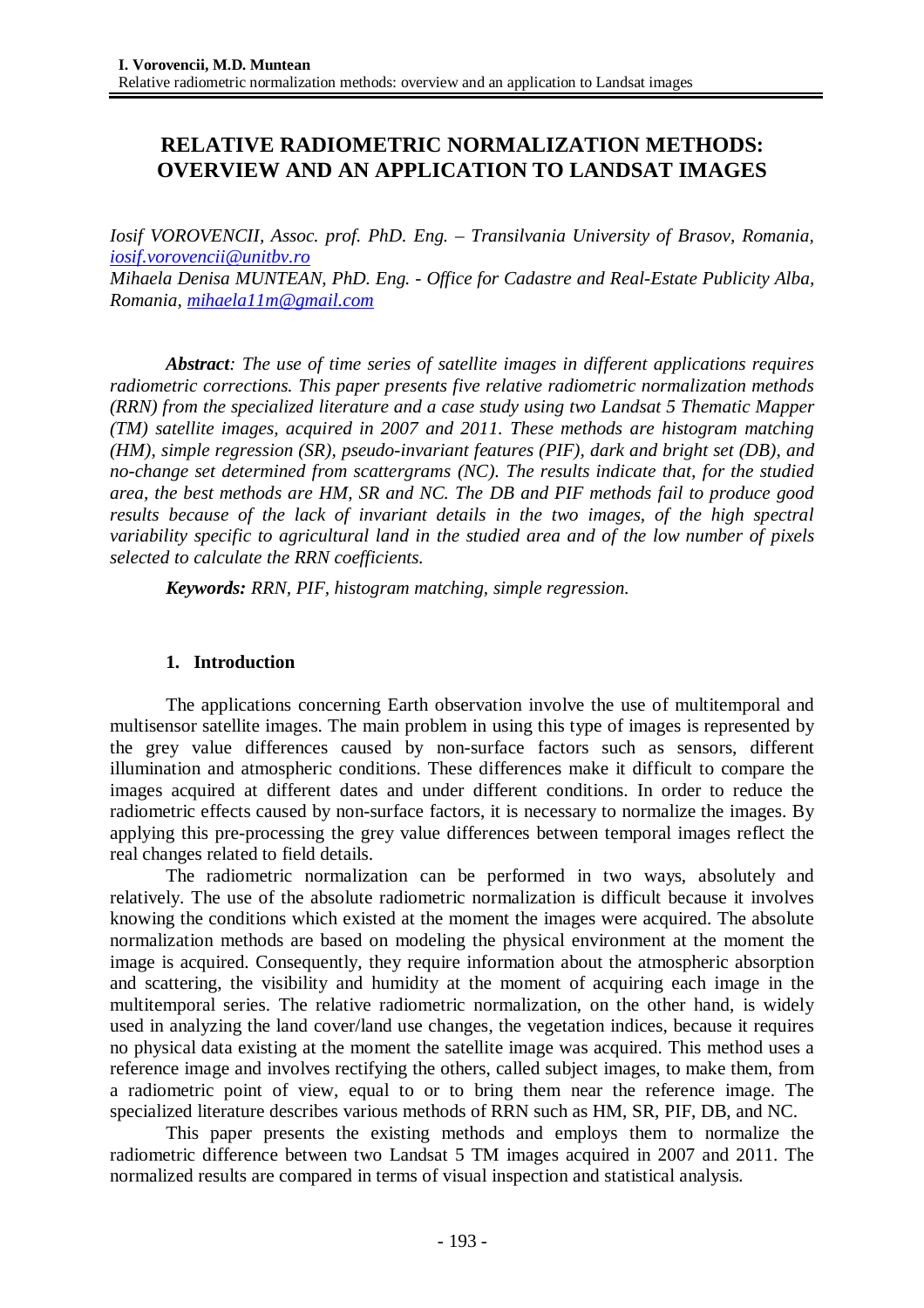# RELATIVE RADIOMETRIC NORMALIZATION METHODS: OVERVIEW AND AN APPLICATION TO LANDSAT IMAGES

*Iosif VOROVENCII, Assoc. prof. PhD. Eng. – Transilvania University of Brasov, Romania, iosif.vorovencii@unitbv.ro*

*Mihaela Denisa MUNTEAN, PhD. Eng. - Office for Cadastre and Real-Estate Publicity Alba, Romania, mihaela11m@gmail.com*

***Abstract**: The use of time series of satellite images in different applications requires radiometric corrections. This paper presents five relative radiometric normalization methods (RRN) from the specialized literature and a case study using two Landsat 5 Thematic Mapper (TM) satellite images, acquired in 2007 and 2011. These methods are histogram matching (HM), simple regression (SR), pseudo-invariant features (PIF), dark and bright set (DB), and no-change set determined from scattergrams (NC). The results indicate that, for the studied area, the best methods are HM, SR and NC. The DB and PIF methods fail to produce good results because of the lack of invariant details in the two images, of the high spectral variability specific to agricultural land in the studied area and of the low number of pixels selected to calculate the RRN coefficients.*

***Keywords:** RRN, PIF, histogram matching, simple regression.*

## 1. Introduction

The applications concerning Earth observation involve the use of multitemporal and multisensor satellite images. The main problem in using this type of images is represented by the grey value differences caused by non-surface factors such as sensors, different illumination and atmospheric conditions. These differences make it difficult to compare the images acquired at different dates and under different conditions. In order to reduce the radiometric effects caused by non-surface factors, it is necessary to normalize the images. By applying this pre-processing the grey value differences between temporal images reflect the real changes related to field details.

The radiometric normalization can be performed in two ways, absolutely and relatively. The use of the absolute radiometric normalization is difficult because it involves knowing the conditions which existed at the moment the images were acquired. The absolute normalization methods are based on modeling the physical environment at the moment the image is acquired. Consequently, they require information about the atmospheric absorption and scattering, the visibility and humidity at the moment of acquiring each image in the multitemporal series. The relative radiometric normalization, on the other hand, is widely used in analyzing the land cover/land use changes, the vegetation indices, because it requires no physical data existing at the moment the satellite image was acquired. This method uses a reference image and involves rectifying the others, called subject images, to make them, from a radiometric point of view, equal to or to bring them near the reference image. The specialized literature describes various methods of RRN such as HM, SR, PIF, DB, and NC.

This paper presents the existing methods and employs them to normalize the radiometric difference between two Landsat 5 TM images acquired in 2007 and 2011. The normalized results are compared in terms of visual inspection and statistical analysis.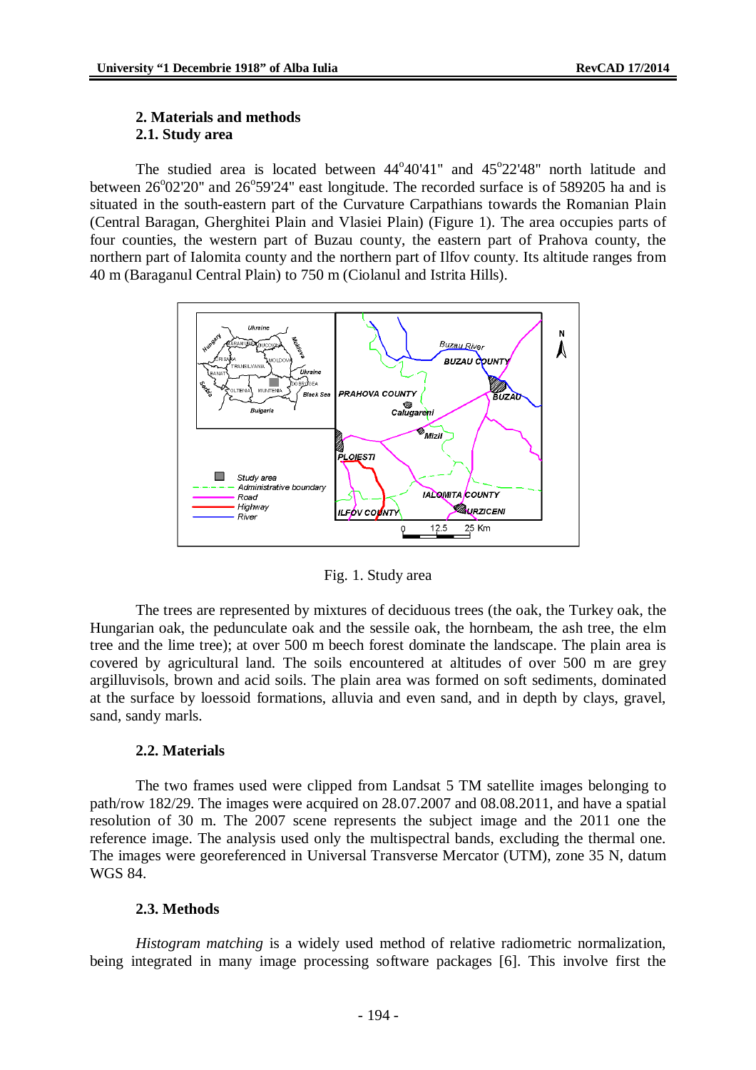## 2. Materials and methods

### 2.1. Study area

The studied area is located between 44°40'41" and 45°22'48" north latitude and between 26°02'20" and 26°59'24" east longitude. The recorded surface is of 589205 ha and is situated in the south-eastern part of the Curvature Carpathians towards the Romanian Plain (Central Baragan, Gherghitei Plain and Vlasiei Plain) (Figure 1). The area occupies parts of four counties, the western part of Buzau county, the eastern part of Prahova county, the northern part of Ialomita county and the northern part of Ilfov county. Its altitude ranges from 40 m (Baraganul Central Plain) to 750 m (Ciolanul and Istrita Hills).

Fig. 1. Study area

The trees are represented by mixtures of deciduous trees (the oak, the Turkey oak, the Hungarian oak, the pedunculate oak and the sessile oak, the hornbeam, the ash tree, the elm tree and the lime tree); at over 500 m beech forest dominate the landscape. The plain area is covered by agricultural land. The soils encountered at altitudes of over 500 m are grey argilluvisols, brown and acid soils. The plain area was formed on soft sediments, dominated at the surface by loessoid formations, alluvia and even sand, and in depth by clays, gravel, sand, sandy marls.

### 2.2. Materials

The two frames used were clipped from Landsat 5 TM satellite images belonging to path/row 182/29. The images were acquired on 28.07.2007 and 08.08.2011, and have a spatial resolution of 30 m. The 2007 scene represents the subject image and the 2011 one the reference image. The analysis used only the multispectral bands, excluding the thermal one. The images were georeferenced in Universal Transverse Mercator (UTM), zone 35 N, datum WGS 84.

### 2.3. Methods

*Histogram matching* is a widely used method of relative radiometric normalization, being integrated in many image processing software packages [6]. This involve first the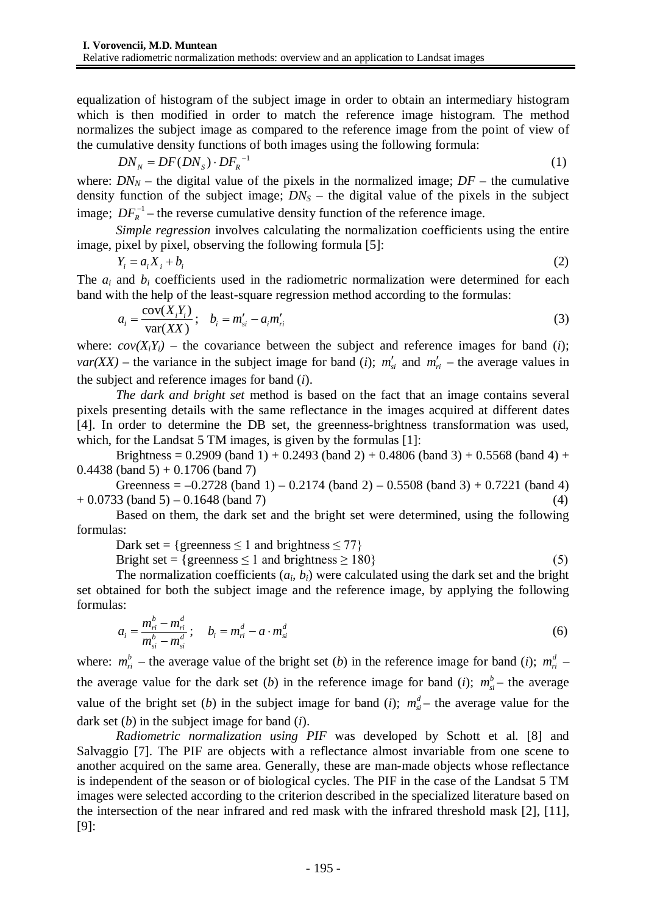equalization of histogram of the subject image in order to obtain an intermediary histogram which is then modified in order to match the reference image histogram. The method normalizes the subject image as compared to the reference image from the point of view of the cumulative density functions of both images using the following formula:

$$DN_N = DF(DN_S) \cdot DF_R^{-1} \tag{1}$$

where: $DN_N$ – the digital value of the pixels in the normalized image; $DF$ – the cumulative density function of the subject image; $DN_S$ – the digital value of the pixels in the subject image; $DF_R^{-1}$ – the reverse cumulative density function of the reference image.

*Simple regression* involves calculating the normalization coefficients using the entire image, pixel by pixel, observing the following formula [5]:

$$Y_i = a_i X_i + b_i \tag{2}$$

The $a_i$ and $b_i$ coefficients used in the radiometric normalization were determined for each band with the help of the least-square regression method according to the formulas:

$$a_i = \frac{\text{cov}(X_i Y_i)}{\text{var}(XX)}; \quad b_i = m'_{si} - a_i m'_{ri} \tag{3}$$

where: $cov(X_iY_i)$ – the covariance between the subject and reference images for band ($i$); $var(XX)$ – the variance in the subject image for band ($i$); $m'_{si}$ and $m'_{ri}$ – the average values in the subject and reference images for band ($i$).

*The dark and bright set* method is based on the fact that an image contains several pixels presenting details with the same reflectance in the images acquired at different dates [4]. In order to determine the DB set, the greenness-brightness transformation was used, which, for the Landsat 5 TM images, is given by the formulas [1]:

Brightness = 0.2909 (band 1) + 0.2493 (band 2) + 0.4806 (band 3) + 0.5568 (band 4) + 0.4438 (band 5) + 0.1706 (band 7)

Greenness = –0.2728 (band 1) – 0.2174 (band 2) – 0.5508 (band 3) + 0.7221 (band 4) + 0.0733 (band 5) – 0.1648 (band 7) (4)

Based on them, the dark set and the bright set were determined, using the following formulas:

Dark set = {greenness ≤ 1 and brightness ≤ 77}

Bright set = {greenness ≤ 1 and brightness ≥ 180} (5)

The normalization coefficients ($a_i$, $b_i$) were calculated using the dark set and the bright set obtained for both the subject image and the reference image, by applying the following formulas:

$$a_i = \frac{m_{ri}^b - m_{ri}^d}{m_{si}^b - m_{si}^d}; \quad b_i = m_{ri}^d - a \cdot m_{si}^d \tag{6}$$

where: $m_{ri}^b$ – the average value of the bright set ($b$) in the reference image for band ($i$); $m_{ri}^d$ – the average value for the dark set ($b$) in the reference image for band ($i$); $m_{si}^b$ – the average value of the bright set ($b$) in the subject image for band ($i$); $m_{si}^d$ – the average value for the dark set ($b$) in the subject image for band ($i$).

*Radiometric normalization using PIF* was developed by Schott et al. [8] and Salvaggio [7]. The PIF are objects with a reflectance almost invariable from one scene to another acquired on the same area. Generally, these are man-made objects whose reflectance is independent of the season or of biological cycles. The PIF in the case of the Landsat 5 TM images were selected according to the criterion described in the specialized literature based on the intersection of the near infrared and red mask with the infrared threshold mask [2], [11], [9]: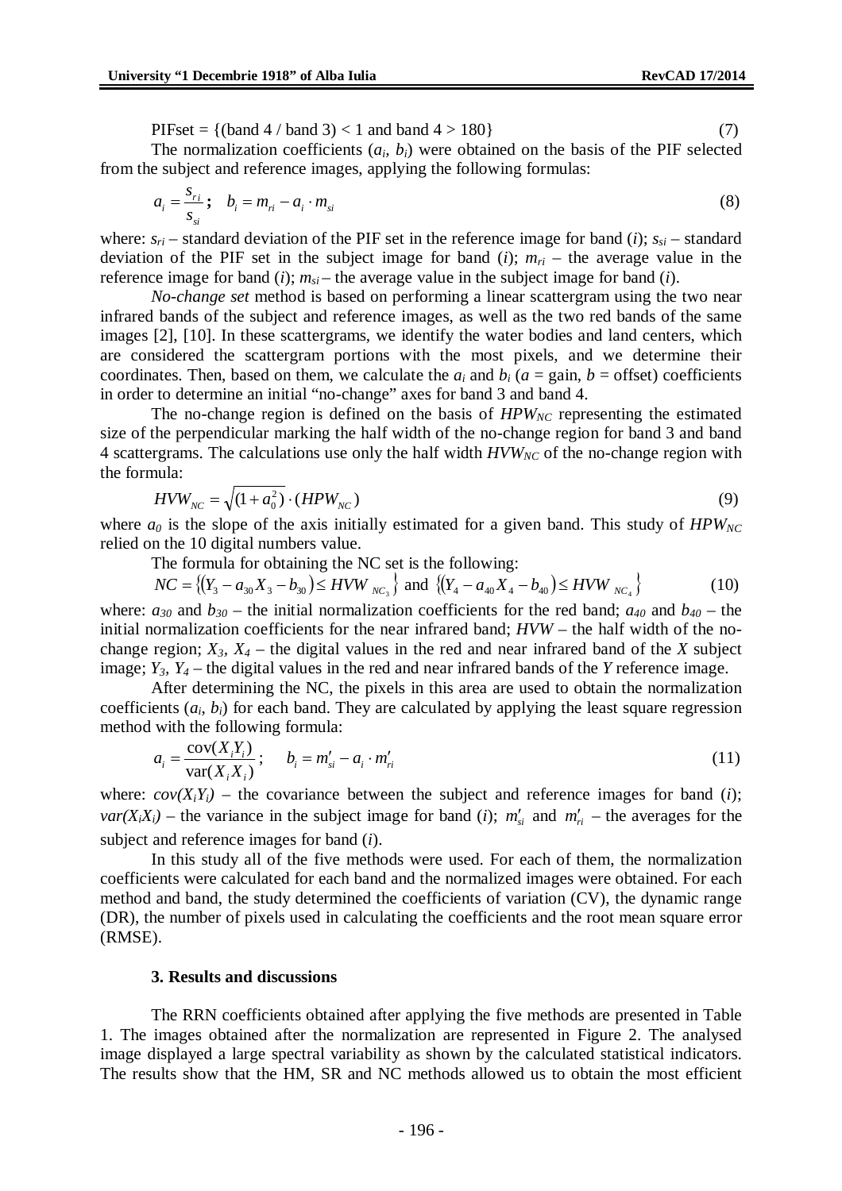$$\text{PIFset} = \{(\text{band } 4 \,/\, \text{band } 3) < 1 \text{ and band } 4 > 180\} \tag{7}$$

The normalization coefficients ($a_i$, $b_i$) were obtained on the basis of the PIF selected from the subject and reference images, applying the following formulas:

$$a_i = \frac{s_{ri}}{s_{si}}; \quad b_i = m_{ri} - a_i \cdot m_{si} \tag{8}$$

where: $s_{ri}$ – standard deviation of the PIF set in the reference image for band ($i$); $s_{si}$ – standard deviation of the PIF set in the subject image for band ($i$); $m_{ri}$ – the average value in the reference image for band ($i$); $m_{si}$ – the average value in the subject image for band ($i$).

*No-change set* method is based on performing a linear scattergram using the two near infrared bands of the subject and reference images, as well as the two red bands of the same images [2], [10]. In these scattergrams, we identify the water bodies and land centers, which are considered the scattergram portions with the most pixels, and we determine their coordinates. Then, based on them, we calculate the $a_i$ and $b_i$ ($a$ = gain, $b$ = offset) coefficients in order to determine an initial "no-change" axes for band 3 and band 4.

The no-change region is defined on the basis of $HPW_{NC}$ representing the estimated size of the perpendicular marking the half width of the no-change region for band 3 and band 4 scattergrams. The calculations use only the half width $HVW_{NC}$ of the no-change region with the formula:

$$HVW_{NC} = \sqrt{(1 + a_0^2)} \cdot (HPW_{NC}) \tag{9}$$

where $a_0$ is the slope of the axis initially estimated for a given band. This study of $HPW_{NC}$ relied on the 10 digital numbers value.

The formula for obtaining the NC set is the following:

$$NC = \{(Y_3 - a_{30}X_3 - b_{30}) \leq HVW_{NC_3}\} \text{ and } \{(Y_4 - a_{40}X_4 - b_{40}) \leq HVW_{NC_4}\} \tag{10}$$

where: $a_{30}$ and $b_{30}$ – the initial normalization coefficients for the red band; $a_{40}$ and $b_{40}$ – the initial normalization coefficients for the near infrared band; $HVW$ – the half width of the no-change region; $X_3$, $X_4$ – the digital values in the red and near infrared band of the $X$ subject image; $Y_3$, $Y_4$ – the digital values in the red and near infrared bands of the $Y$ reference image.

After determining the NC, the pixels in this area are used to obtain the normalization coefficients ($a_i$, $b_i$) for each band. They are calculated by applying the least square regression method with the following formula:

$$a_i = \frac{\text{cov}(X_i Y_i)}{\text{var}(X_i X_i)}; \quad b_i = m'_{si} - a_i \cdot m'_{ri} \tag{11}$$

where: $cov(X_iY_i)$ – the covariance between the subject and reference images for band ($i$); $var(X_iX_i)$ – the variance in the subject image for band ($i$); $m'_{si}$ and $m'_{ri}$ – the averages for the subject and reference images for band ($i$).

In this study all of the five methods were used. For each of them, the normalization coefficients were calculated for each band and the normalized images were obtained. For each method and band, the study determined the coefficients of variation (CV), the dynamic range (DR), the number of pixels used in calculating the coefficients and the root mean square error (RMSE).

## 3. Results and discussions

The RRN coefficients obtained after applying the five methods are presented in Table 1. The images obtained after the normalization are represented in Figure 2. The analysed image displayed a large spectral variability as shown by the calculated statistical indicators. The results show that the HM, SR and NC methods allowed us to obtain the most efficient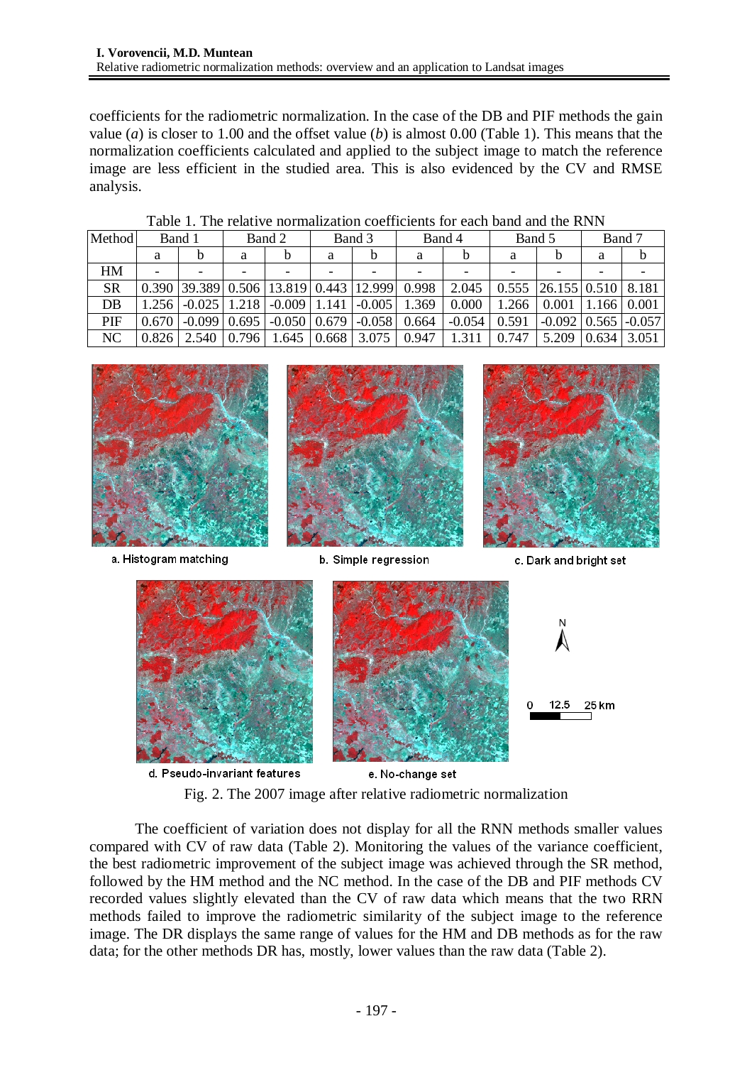coefficients for the radiometric normalization. In the case of the DB and PIF methods the gain value ($a$) is closer to 1.00 and the offset value ($b$) is almost 0.00 (Table 1). This means that the normalization coefficients calculated and applied to the subject image to match the reference image are less efficient in the studied area. This is also evidenced by the CV and RMSE analysis.

Table 1. The relative normalization coefficients for each band and the RNN

| Method | Band 1 | | Band 2 | | Band 3 | | Band 4 | | Band 5 | | Band 7 | |
|---|---|---|---|---|---|---|---|---|---|---|---|---|
| | a | b | a | b | a | b | a | b | a | b | a | b |
| HM | - | - | - | - | - | - | - | - | - | - | - | - |
| SR | 0.390 | 39.389 | 0.506 | 13.819 | 0.443 | 12.999 | 0.998 | 2.045 | 0.555 | 26.155 | 0.510 | 8.181 |
| DB | 1.256 | -0.025 | 1.218 | -0.009 | 1.141 | -0.005 | 1.369 | 0.000 | 1.266 | 0.001 | 1.166 | 0.001 |
| PIF | 0.670 | -0.099 | 0.695 | -0.050 | 0.679 | -0.058 | 0.664 | -0.054 | 0.591 | -0.092 | 0.565 | -0.057 |
| NC | 0.826 | 2.540 | 0.796 | 1.645 | 0.668 | 3.075 | 0.947 | 1.311 | 0.747 | 5.209 | 0.634 | 3.051 |

a. Histogram matching

b. Simple regression

c. Dark and bright set

d. Pseudo-invariant features

e. No-change set

Fig. 2. The 2007 image after relative radiometric normalization

The coefficient of variation does not display for all the RNN methods smaller values compared with CV of raw data (Table 2). Monitoring the values of the variance coefficient, the best radiometric improvement of the subject image was achieved through the SR method, followed by the HM method and the NC method. In the case of the DB and PIF methods CV recorded values slightly elevated than the CV of raw data which means that the two RRN methods failed to improve the radiometric similarity of the subject image to the reference image. The DR displays the same range of values for the HM and DB methods as for the raw data; for the other methods DR has, mostly, lower values than the raw data (Table 2).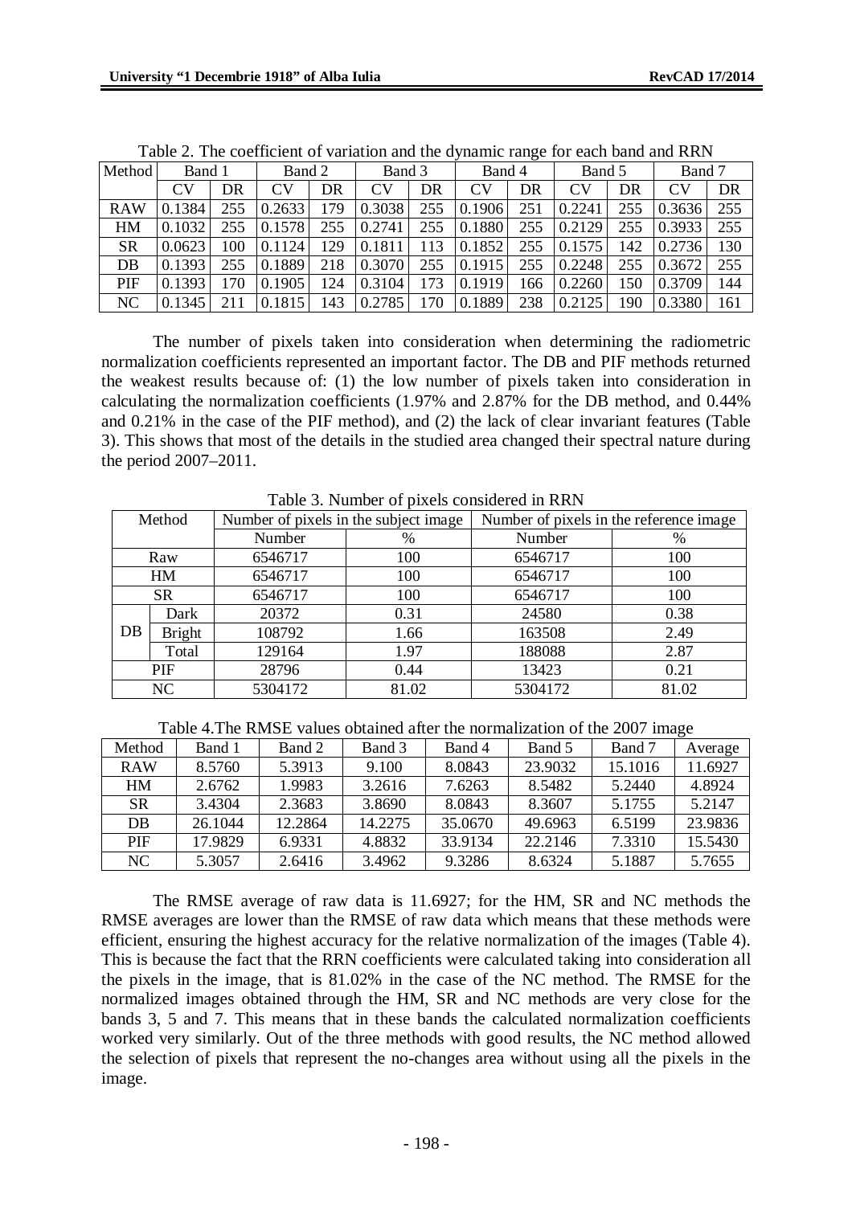Table 2. The coefficient of variation and the dynamic range for each band and RRN

| Method | Band 1 | | Band 2 | | Band 3 | | Band 4 | | Band 5 | | Band 7 | |
|---|---|---|---|---|---|---|---|---|---|---|---|---|
| | CV | DR | CV | DR | CV | DR | CV | DR | CV | DR | CV | DR |
| RAW | 0.1384 | 255 | 0.2633 | 179 | 0.3038 | 255 | 0.1906 | 251 | 0.2241 | 255 | 0.3636 | 255 |
| HM | 0.1032 | 255 | 0.1578 | 255 | 0.2741 | 255 | 0.1880 | 255 | 0.2129 | 255 | 0.3933 | 255 |
| SR | 0.0623 | 100 | 0.1124 | 129 | 0.1811 | 113 | 0.1852 | 255 | 0.1575 | 142 | 0.2736 | 130 |
| DB | 0.1393 | 255 | 0.1889 | 218 | 0.3070 | 255 | 0.1915 | 255 | 0.2248 | 255 | 0.3672 | 255 |
| PIF | 0.1393 | 170 | 0.1905 | 124 | 0.3104 | 173 | 0.1919 | 166 | 0.2260 | 150 | 0.3709 | 144 |
| NC | 0.1345 | 211 | 0.1815 | 143 | 0.2785 | 170 | 0.1889 | 238 | 0.2125 | 190 | 0.3380 | 161 |

The number of pixels taken into consideration when determining the radiometric normalization coefficients represented an important factor. The DB and PIF methods returned the weakest results because of: (1) the low number of pixels taken into consideration in calculating the normalization coefficients (1.97% and 2.87% for the DB method, and 0.44% and 0.21% in the case of the PIF method), and (2) the lack of clear invariant features (Table 3). This shows that most of the details in the studied area changed their spectral nature during the period 2007–2011.

Table 3. Number of pixels considered in RRN

| Method | | Number of pixels in the subject image | | Number of pixels in the reference image | |
|---|---|---|---|---|---|
| | | Number | % | Number | % |
| Raw | | 6546717 | 100 | 6546717 | 100 |
| HM | | 6546717 | 100 | 6546717 | 100 |
| SR | | 6546717 | 100 | 6546717 | 100 |
| DB | Dark | 20372 | 0.31 | 24580 | 0.38 |
| | Bright | 108792 | 1.66 | 163508 | 2.49 |
| | Total | 129164 | 1.97 | 188088 | 2.87 |
| PIF | | 28796 | 0.44 | 13423 | 0.21 |
| NC | | 5304172 | 81.02 | 5304172 | 81.02 |

Table 4.The RMSE values obtained after the normalization of the 2007 image

| Method | Band 1 | Band 2 | Band 3 | Band 4 | Band 5 | Band 7 | Average |
|---|---|---|---|---|---|---|---|
| RAW | 8.5760 | 5.3913 | 9.100 | 8.0843 | 23.9032 | 15.1016 | 11.6927 |
| HM | 2.6762 | 1.9983 | 3.2616 | 7.6263 | 8.5482 | 5.2440 | 4.8924 |
| SR | 3.4304 | 2.3683 | 3.8690 | 8.0843 | 8.3607 | 5.1755 | 5.2147 |
| DB | 26.1044 | 12.2864 | 14.2275 | 35.0670 | 49.6963 | 6.5199 | 23.9836 |
| PIF | 17.9829 | 6.9331 | 4.8832 | 33.9134 | 22.2146 | 7.3310 | 15.5430 |
| NC | 5.3057 | 2.6416 | 3.4962 | 9.3286 | 8.6324 | 5.1887 | 5.7655 |

The RMSE average of raw data is 11.6927; for the HM, SR and NC methods the RMSE averages are lower than the RMSE of raw data which means that these methods were efficient, ensuring the highest accuracy for the relative normalization of the images (Table 4). This is because the fact that the RRN coefficients were calculated taking into consideration all the pixels in the image, that is 81.02% in the case of the NC method. The RMSE for the normalized images obtained through the HM, SR and NC methods are very close for the bands 3, 5 and 7. This means that in these bands the calculated normalization coefficients worked very similarly. Out of the three methods with good results, the NC method allowed the selection of pixels that represent the no-changes area without using all the pixels in the image.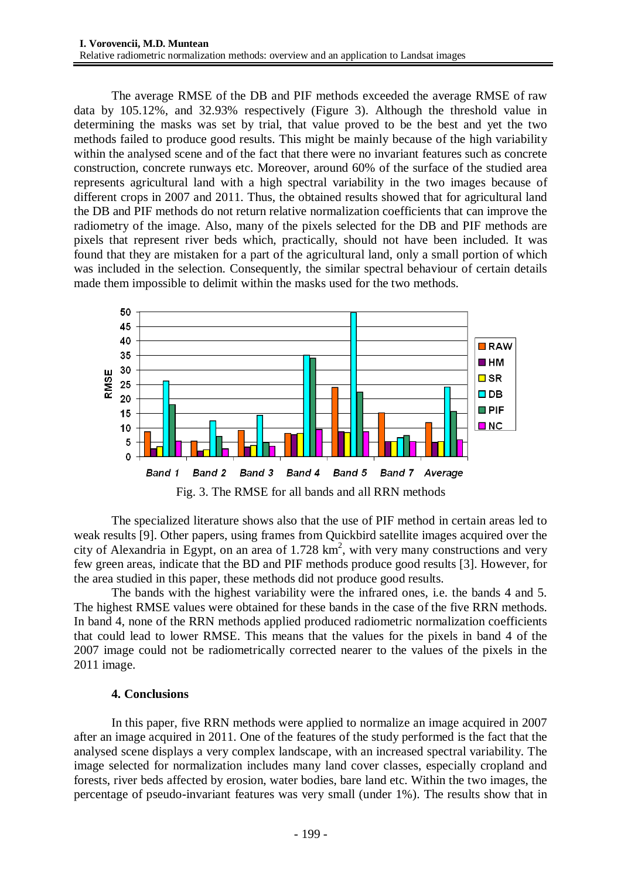The average RMSE of the DB and PIF methods exceeded the average RMSE of raw data by 105.12%, and 32.93% respectively (Figure 3). Although the threshold value in determining the masks was set by trial, that value proved to be the best and yet the two methods failed to produce good results. This might be mainly because of the high variability within the analysed scene and of the fact that there were no invariant features such as concrete construction, concrete runways etc. Moreover, around 60% of the surface of the studied area represents agricultural land with a high spectral variability in the two images because of different crops in 2007 and 2011. Thus, the obtained results showed that for agricultural land the DB and PIF methods do not return relative normalization coefficients that can improve the radiometry of the image. Also, many of the pixels selected for the DB and PIF methods are pixels that represent river beds which, practically, should not have been included. It was found that they are mistaken for a part of the agricultural land, only a small portion of which was included in the selection. Consequently, the similar spectral behaviour of certain details made them impossible to delimit within the masks used for the two methods.

Fig. 3. The RMSE for all bands and all RRN methods

The specialized literature shows also that the use of PIF method in certain areas led to weak results [9]. Other papers, using frames from Quickbird satellite images acquired over the city of Alexandria in Egypt, on an area of 1.728 km$^2$, with very many constructions and very few green areas, indicate that the BD and PIF methods produce good results [3]. However, for the area studied in this paper, these methods did not produce good results.

The bands with the highest variability were the infrared ones, i.e. the bands 4 and 5. The highest RMSE values were obtained for these bands in the case of the five RRN methods. In band 4, none of the RRN methods applied produced radiometric normalization coefficients that could lead to lower RMSE. This means that the values for the pixels in band 4 of the 2007 image could not be radiometrically corrected nearer to the values of the pixels in the 2011 image.

## 4. Conclusions

In this paper, five RRN methods were applied to normalize an image acquired in 2007 after an image acquired in 2011. One of the features of the study performed is the fact that the analysed scene displays a very complex landscape, with an increased spectral variability. The image selected for normalization includes many land cover classes, especially cropland and forests, river beds affected by erosion, water bodies, bare land etc. Within the two images, the percentage of pseudo-invariant features was very small (under 1%). The results show that in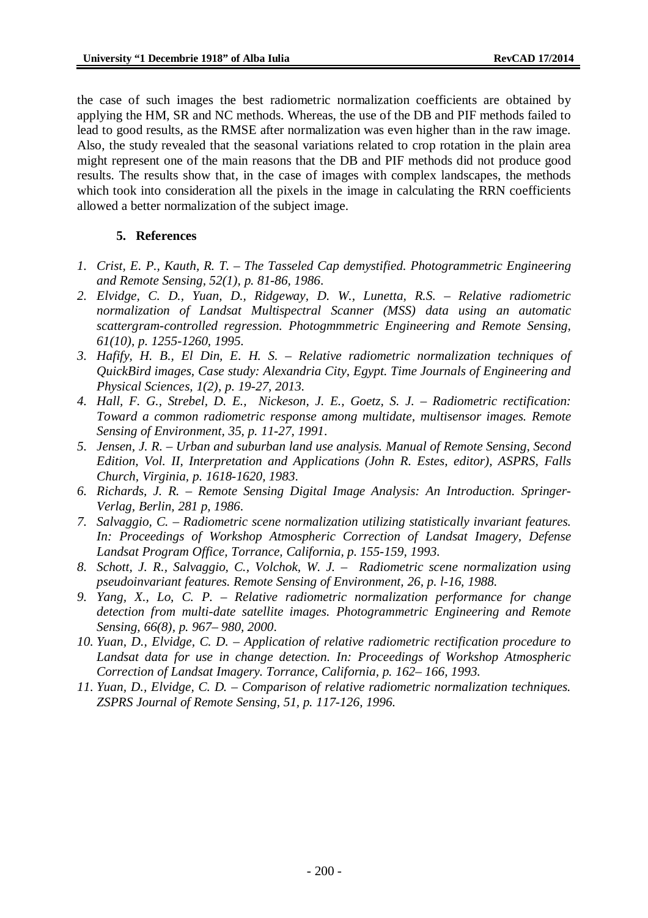the case of such images the best radiometric normalization coefficients are obtained by applying the HM, SR and NC methods. Whereas, the use of the DB and PIF methods failed to lead to good results, as the RMSE after normalization was even higher than in the raw image. Also, the study revealed that the seasonal variations related to crop rotation in the plain area might represent one of the main reasons that the DB and PIF methods did not produce good results. The results show that, in the case of images with complex landscapes, the methods which took into consideration all the pixels in the image in calculating the RRN coefficients allowed a better normalization of the subject image.

## 5. References

1. *Crist, E. P., Kauth, R. T. – The Tasseled Cap demystified. Photogrammetric Engineering and Remote Sensing, 52(1), p. 81-86, 1986.*
2. *Elvidge, C. D., Yuan, D., Ridgeway, D. W., Lunetta, R.S. – Relative radiometric normalization of Landsat Multispectral Scanner (MSS) data using an automatic scattergram-controlled regression. Photogmmmetric Engineering and Remote Sensing, 61(10), p. 1255-1260, 1995.*
3. *Hafify, H. B., El Din, E. H. S. – Relative radiometric normalization techniques of QuickBird images, Case study: Alexandria City, Egypt. Time Journals of Engineering and Physical Sciences, 1(2), p. 19-27, 2013.*
4. *Hall, F. G., Strebel, D. E., Nickeson, J. E., Goetz, S. J. – Radiometric rectification: Toward a common radiometric response among multidate, multisensor images. Remote Sensing of Environment, 35, p. 11-27, 1991.*
5. *Jensen, J. R. – Urban and suburban land use analysis. Manual of Remote Sensing, Second Edition, Vol. II, Interpretation and Applications (John R. Estes, editor), ASPRS, Falls Church, Virginia, p. 1618-1620, 1983.*
6. *Richards, J. R. – Remote Sensing Digital Image Analysis: An Introduction. Springer-Verlag, Berlin, 281 p, 1986.*
7. *Salvaggio, C. – Radiometric scene normalization utilizing statistically invariant features. In: Proceedings of Workshop Atmospheric Correction of Landsat Imagery, Defense Landsat Program Office, Torrance, California, p. 155-159, 1993.*
8. *Schott, J. R., Salvaggio, C., Volchok, W. J. – Radiometric scene normalization using pseudoinvariant features. Remote Sensing of Environment, 26, p. l-16, 1988.*
9. *Yang, X., Lo, C. P. – Relative radiometric normalization performance for change detection from multi-date satellite images. Photogrammetric Engineering and Remote Sensing, 66(8), p. 967– 980, 2000.*
10. *Yuan, D., Elvidge, C. D. – Application of relative radiometric rectification procedure to Landsat data for use in change detection. In: Proceedings of Workshop Atmospheric Correction of Landsat Imagery. Torrance, California, p. 162– 166, 1993.*
11. *Yuan, D., Elvidge, C. D. – Comparison of relative radiometric normalization techniques. ZSPRS Journal of Remote Sensing, 51, p. 117-126, 1996.*